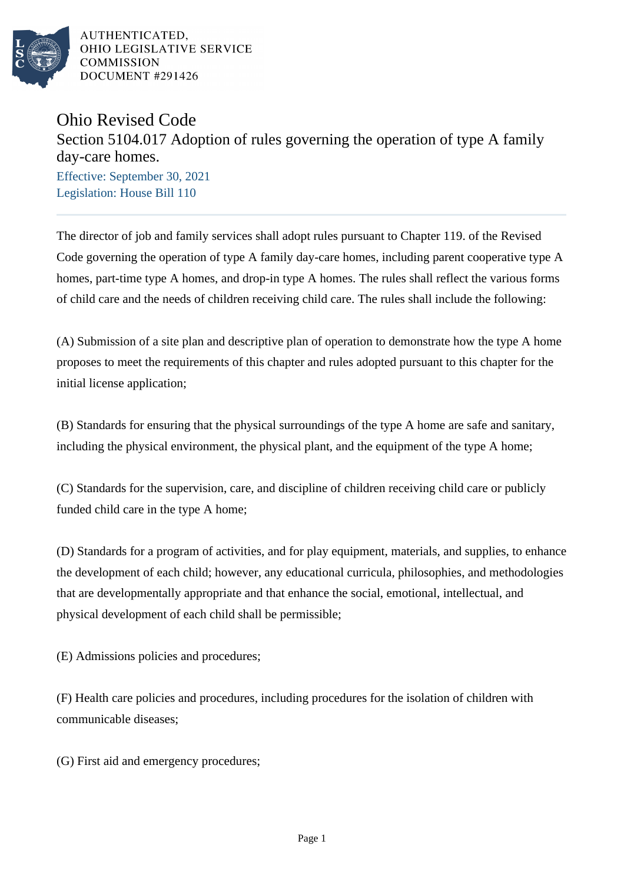AUTHENTICATED,
OHIO LEGISLATIVE SERVICE
COMMISSION
DOCUMENT #291426

# Ohio Revised Code

## Section 5104.017 Adoption of rules governing the operation of type A family day-care homes.

Effective: September 30, 2021
Legislation: House Bill 110

The director of job and family services shall adopt rules pursuant to Chapter 119. of the Revised Code governing the operation of type A family day-care homes, including parent cooperative type A homes, part-time type A homes, and drop-in type A homes. The rules shall reflect the various forms of child care and the needs of children receiving child care. The rules shall include the following:

(A) Submission of a site plan and descriptive plan of operation to demonstrate how the type A home proposes to meet the requirements of this chapter and rules adopted pursuant to this chapter for the initial license application;

(B) Standards for ensuring that the physical surroundings of the type A home are safe and sanitary, including the physical environment, the physical plant, and the equipment of the type A home;

(C) Standards for the supervision, care, and discipline of children receiving child care or publicly funded child care in the type A home;

(D) Standards for a program of activities, and for play equipment, materials, and supplies, to enhance the development of each child; however, any educational curricula, philosophies, and methodologies that are developmentally appropriate and that enhance the social, emotional, intellectual, and physical development of each child shall be permissible;

(E) Admissions policies and procedures;

(F) Health care policies and procedures, including procedures for the isolation of children with communicable diseases;

(G) First aid and emergency procedures;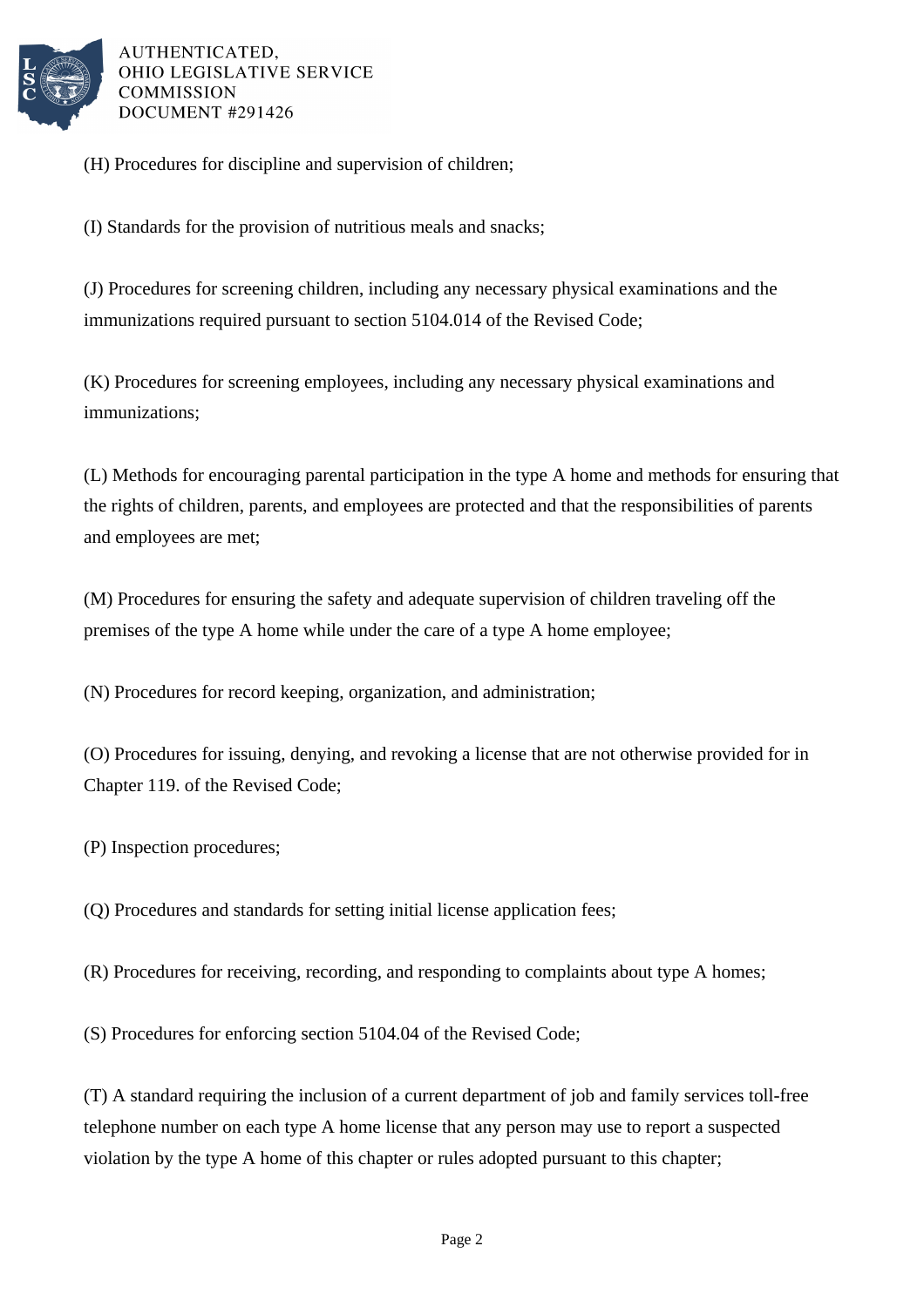(H) Procedures for discipline and supervision of children;

(I) Standards for the provision of nutritious meals and snacks;

(J) Procedures for screening children, including any necessary physical examinations and the immunizations required pursuant to section 5104.014 of the Revised Code;

(K) Procedures for screening employees, including any necessary physical examinations and immunizations;

(L) Methods for encouraging parental participation in the type A home and methods for ensuring that the rights of children, parents, and employees are protected and that the responsibilities of parents and employees are met;

(M) Procedures for ensuring the safety and adequate supervision of children traveling off the premises of the type A home while under the care of a type A home employee;

(N) Procedures for record keeping, organization, and administration;

(O) Procedures for issuing, denying, and revoking a license that are not otherwise provided for in Chapter 119. of the Revised Code;

(P) Inspection procedures;

(Q) Procedures and standards for setting initial license application fees;

(R) Procedures for receiving, recording, and responding to complaints about type A homes;

(S) Procedures for enforcing section 5104.04 of the Revised Code;

(T) A standard requiring the inclusion of a current department of job and family services toll-free telephone number on each type A home license that any person may use to report a suspected violation by the type A home of this chapter or rules adopted pursuant to this chapter;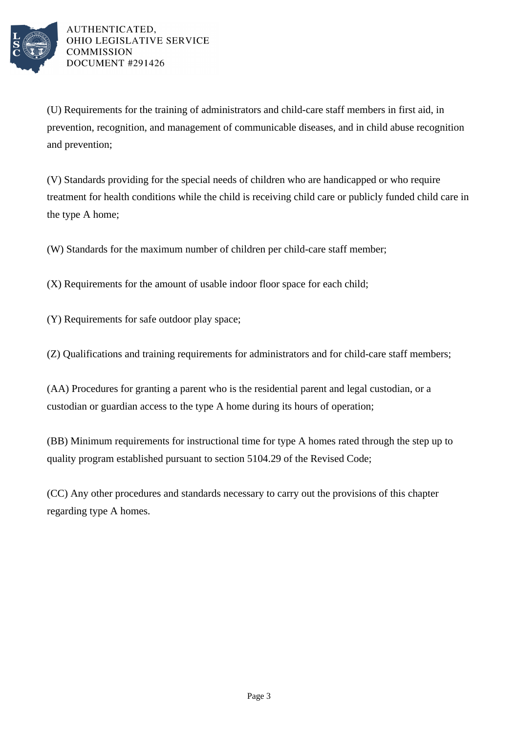(U) Requirements for the training of administrators and child-care staff members in first aid, in prevention, recognition, and management of communicable diseases, and in child abuse recognition and prevention;

(V) Standards providing for the special needs of children who are handicapped or who require treatment for health conditions while the child is receiving child care or publicly funded child care in the type A home;

(W) Standards for the maximum number of children per child-care staff member;

(X) Requirements for the amount of usable indoor floor space for each child;

(Y) Requirements for safe outdoor play space;

(Z) Qualifications and training requirements for administrators and for child-care staff members;

(AA) Procedures for granting a parent who is the residential parent and legal custodian, or a custodian or guardian access to the type A home during its hours of operation;

(BB) Minimum requirements for instructional time for type A homes rated through the step up to quality program established pursuant to section 5104.29 of the Revised Code;

(CC) Any other procedures and standards necessary to carry out the provisions of this chapter regarding type A homes.